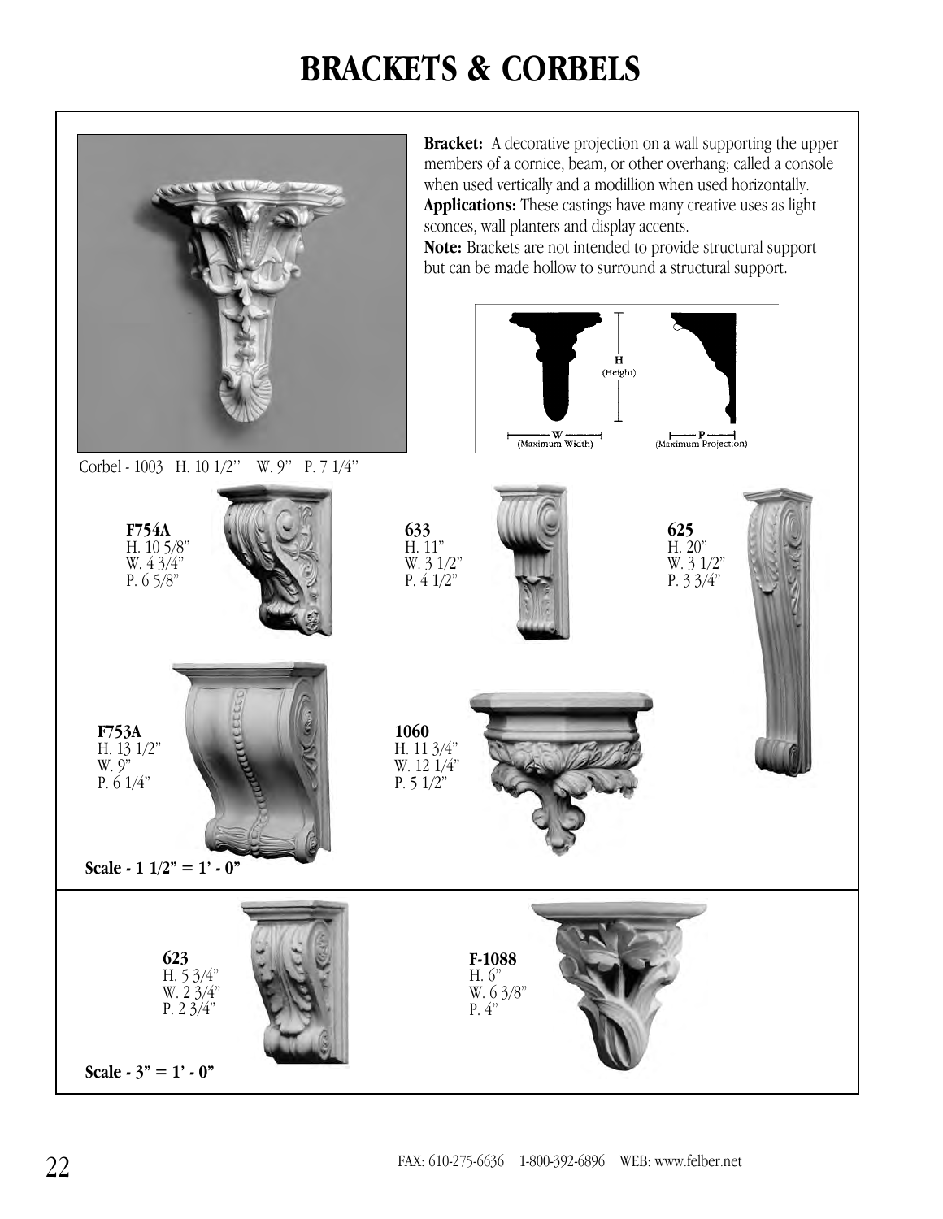# BRACKETS & CORBELS

**Bracket:** A decorative projection on a wall supporting the upper members of a cornice, beam, or other overhang; called a console when used vertically and a modillion when used horizontally.
**Applications:** These castings have many creative uses as light sconces, wall planters and display accents.
**Note:** Brackets are not intended to provide structural support but can be made hollow to surround a structural support.

H (Height)

W (Maximum Width)

P (Maximum Projection)

Corbel - 1003 H. 10 1/2'' W. 9'' P. 7 1/4''

**F754A**
H. 10 5/8"
W. 4 3/4"
P. 6 5/8"

**633**
H. 11"
W. 3 1/2"
P. 4 1/2"

**625**
H. 20"
W. 3 1/2"
P. 3 3/4"

**F753A**
H. 13 1/2"
W. 9"
P. 6 1/4"

**1060**
H. 11 3/4"
W. 12 1/4"
P. 5 1/2"

**Scale - 1 1/2" = 1' - 0"**

**623**
H. 5 3/4"
W. 2 3/4"
P. 2 3/4"

**F-1088**
H. 6"
W. 6 3/8"
P. 4"

**Scale - 3" = 1' - 0"**

FAX: 610-275-6636 1-800-392-6896 WEB: www.felber.net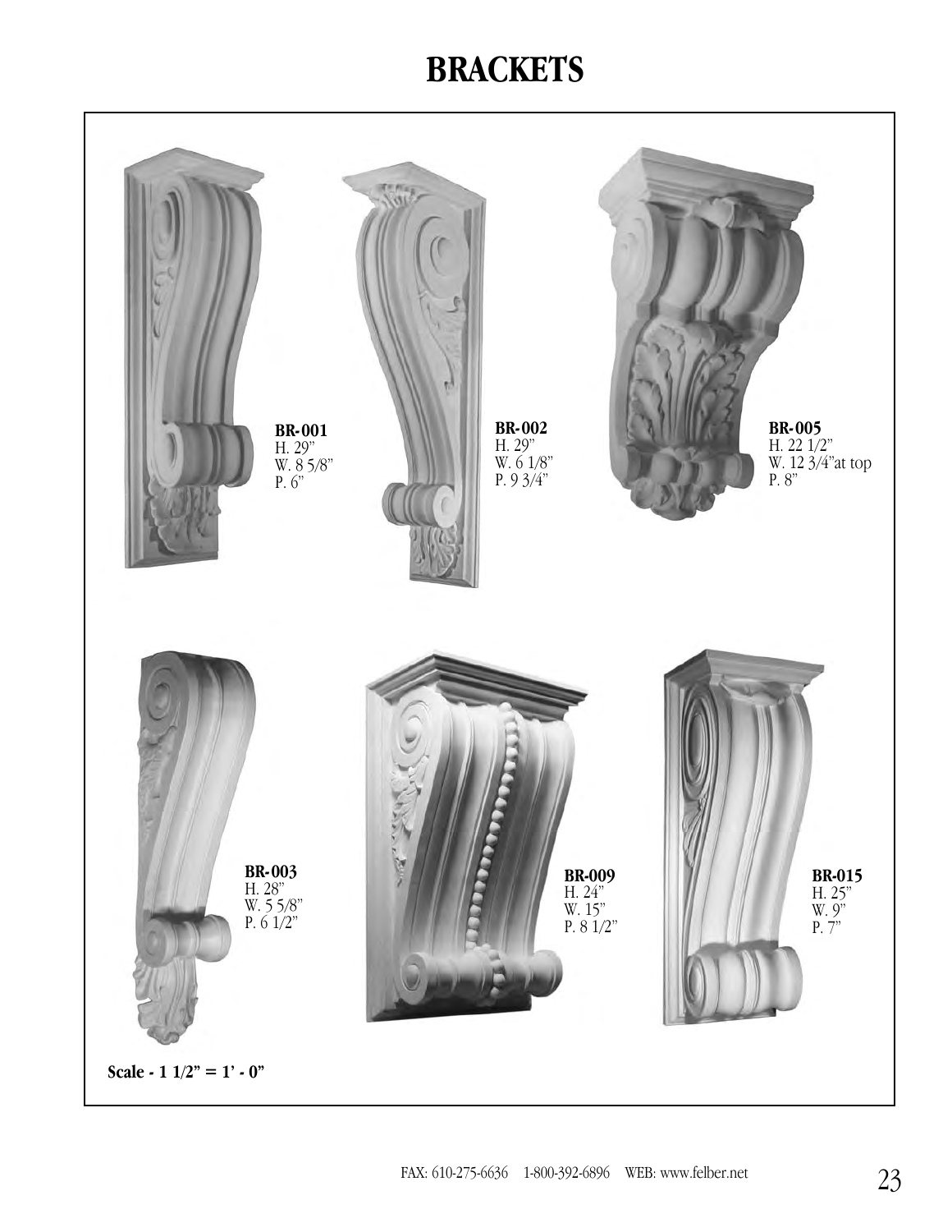# BRACKETS

**BR-001**
H. 29"
W. 8 5/8"
P. 6"

**BR-002**
H. 29"
W. 6 1/8"
P. 9 3/4"

**BR-005**
H. 22 1/2"
W. 12 3/4"at top
P. 8"

**BR-003**
H. 28"
W. 5 5/8"
P. 6 1/2"

**BR-009**
H. 24"
W. 15"
P. 8 1/2"

**BR-015**
H. 25"
W. 9"
P. 7"

**Scale - 1 1/2" = 1' - 0"**

FAX: 610-275-6636 1-800-392-6896 WEB: www.felber.net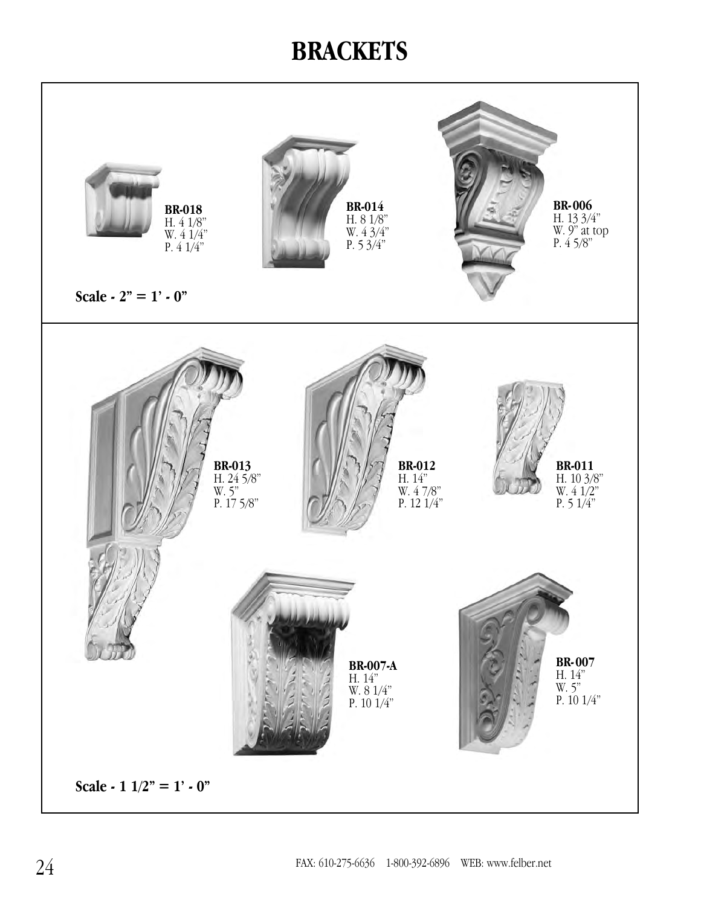# BRACKETS

**BR-018**
H. 4 1/8"
W. 4 1/4"
P. 4 1/4"

**BR-014**
H. 8 1/8"
W. 4 3/4"
P. 5 3/4"

**BR-006**
H. 13 3/4"
W. 9" at top
P. 4 5/8"

**Scale - 2" = 1' - 0"**

**BR-013**
H. 24 5/8"
W. 5"
P. 17 5/8"

**BR-012**
H. 14"
W. 4 7/8"
P. 12 1/4"

**BR-011**
H. 10 3/8"
W. 4 1/2"
P. 5 1/4"

**BR-007-A**
H. 14"
W. 8 1/4"
P. 10 1/4"

**BR-007**
H. 14"
W. 5"
P. 10 1/4"

**Scale - 1 1/2" = 1' - 0"**

FAX: 610-275-6636 1-800-392-6896 WEB: www.felber.net